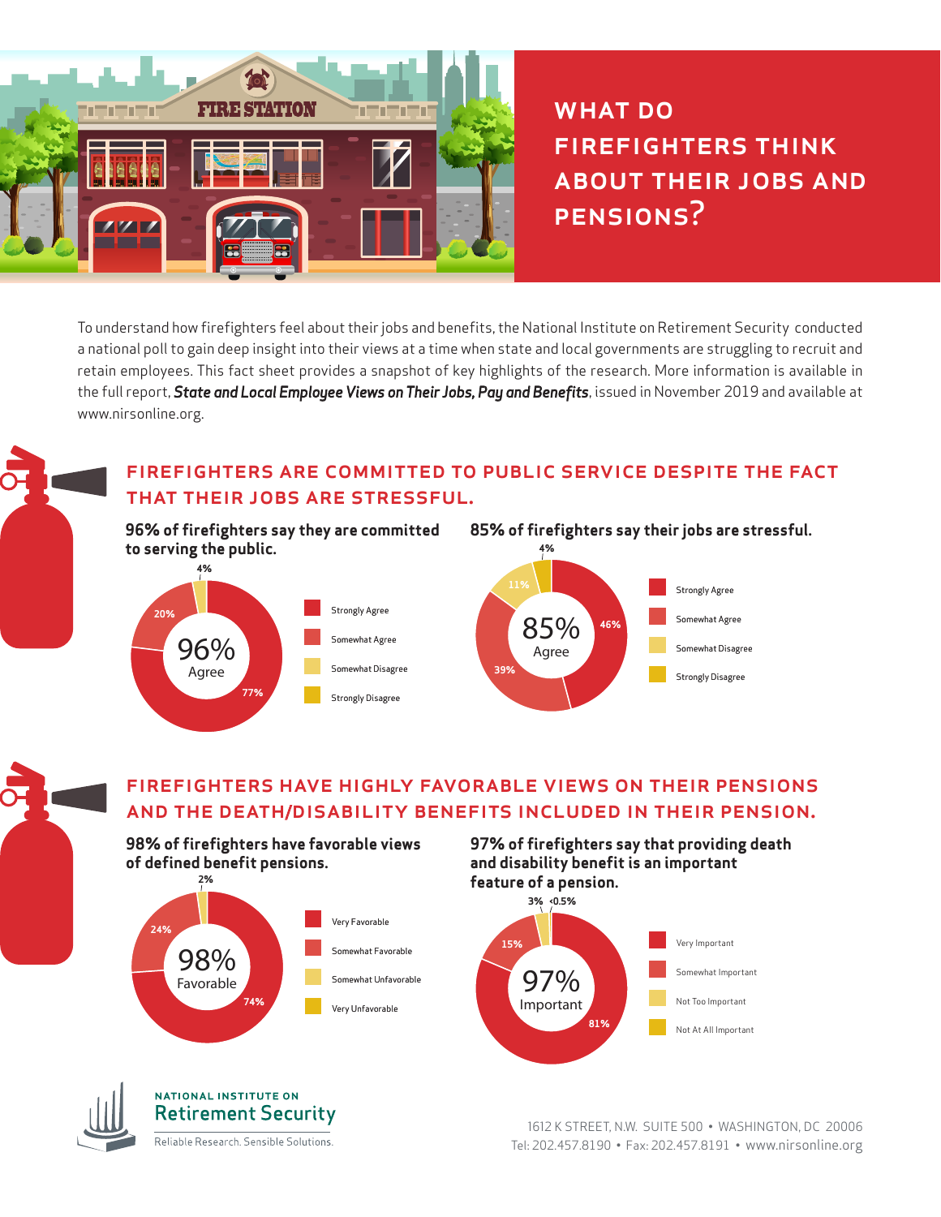# WHAT DO FIREFIGHTERS THINK ABOUT THEIR JOBS AND PENSIONS?

To understand how firefighters feel about their jobs and benefits, the National Institute on Retirement Security conducted a national poll to gain deep insight into their views at a time when state and local governments are struggling to recruit and retain employees. This fact sheet provides a snapshot of key highlights of the research. More information is available in the full report, ***State and Local Employee Views on Their Jobs, Pay and Benefits***, issued in November 2019 and available at www.nirsonline.org.

## FIREFIGHTERS ARE COMMITTED TO PUBLIC SERVICE DESPITE THE FACT THAT THEIR JOBS ARE STRESSFUL.

**96% of firefighters say they are committed to serving the public.**

96% Agree

| Response | Percent |
| --- | --- |
| Strongly Agree | 77% |
| Somewhat Agree | 20% |
| Somewhat Disagree | |
| Strongly Disagree | 4% |

**85% of firefighters say their jobs are stressful.**

85% Agree

| Response | Percent |
| --- | --- |
| Strongly Agree | 46% |
| Somewhat Agree | 39% |
| Somewhat Disagree | 11% |
| Strongly Disagree | 4% |

## FIREFIGHTERS HAVE HIGHLY FAVORABLE VIEWS ON THEIR PENSIONS AND THE DEATH/DISABILITY BENEFITS INCLUDED IN THEIR PENSION.

**98% of firefighters have favorable views of defined benefit pensions.**

98% Favorable

| Response | Percent |
| --- | --- |
| Very Favorable | 74% |
| Somewhat Favorable | 24% |
| Somewhat Unfavorable | 2% |
| Very Unfavorable | |

**97% of firefighters say that providing death and disability benefit is an important feature of a pension.**

97% Important

| Response | Percent |
| --- | --- |
| Very Important | 81% |
| Somewhat Important | 15% |
| Not Too Important | 3% |
| Not At All Important | <0.5% |

NATIONAL INSTITUTE ON
Retirement Security
Reliable Research. Sensible Solutions.

1612 K STREET, N.W. SUITE 500 • WASHINGTON, DC 20006
Tel: 202.457.8190 • Fax: 202.457.8191 • www.nirsonline.org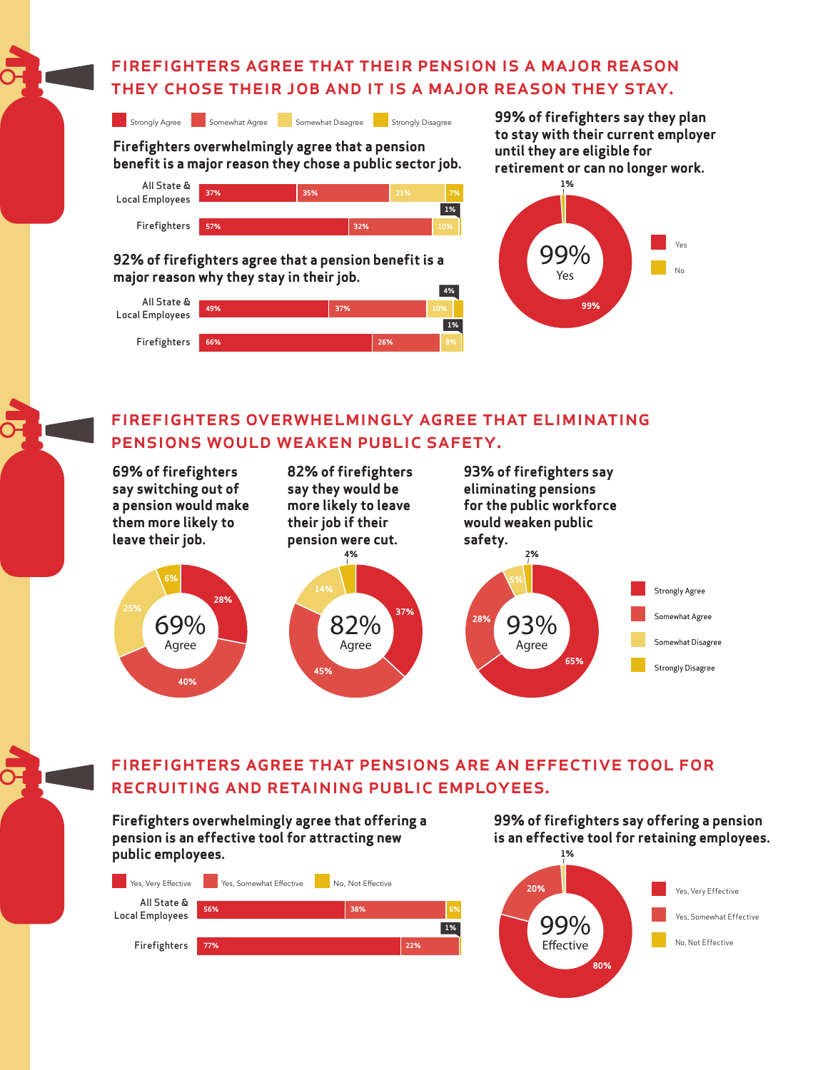## FIREFIGHTERS AGREE THAT THEIR PENSION IS A MAJOR REASON THEY CHOSE THEIR JOB AND IT IS A MAJOR REASON THEY STAY.

Strongly Agree
Somewhat Agree
Somewhat Disagree
Strongly Disagree

**Firefighters overwhelmingly agree that a pension benefit is a major reason they chose a public sector job.**

All State & Local Employees
37%
35%
21%
7%

Firefighters
57%
32%
10%
1%

**92% of firefighters agree that a pension benefit is a major reason why they stay in their job.**

All State & Local Employees
49%
37%
10%
4%

Firefighters
66%
26%
8%
1%

**99% of firefighters say they plan to stay with their current employer until they are eligible for retirement or can no longer work.**

99%
Yes
99%
1%

Yes
No

## FIREFIGHTERS OVERWHELMINGLY AGREE THAT ELIMINATING PENSIONS WOULD WEAKEN PUBLIC SAFETY.

**69% of firefighters say switching out of a pension would make them more likely to leave their job.**

69%
Agree
28%
40%
25%
6%

**82% of firefighters say they would be more likely to leave their job if their pension were cut.**

82%
Agree
37%
45%
14%
4%

**93% of firefighters say eliminating pensions for the public workforce would weaken public safety.**

93%
Agree
65%
28%
5%
2%

Strongly Agree
Somewhat Agree
Somewhat Disagree
Strongly Disagree

## FIREFIGHTERS AGREE THAT PENSIONS ARE AN EFFECTIVE TOOL FOR RECRUITING AND RETAINING PUBLIC EMPLOYEES.

**Firefighters overwhelmingly agree that offering a pension is an effective tool for attracting new public employees.**

Yes, Very Effective
Yes, Somewhat Effective
No, Not Effective

All State & Local Employees
56%
38%
6%

Firefighters
77%
22%
1%

**99% of firefighters say offering a pension is an effective tool for retaining employees.**

99%
Effective
80%
20%
1%

Yes, Very Effective
Yes, Somewhat Effective
No, Not Effective